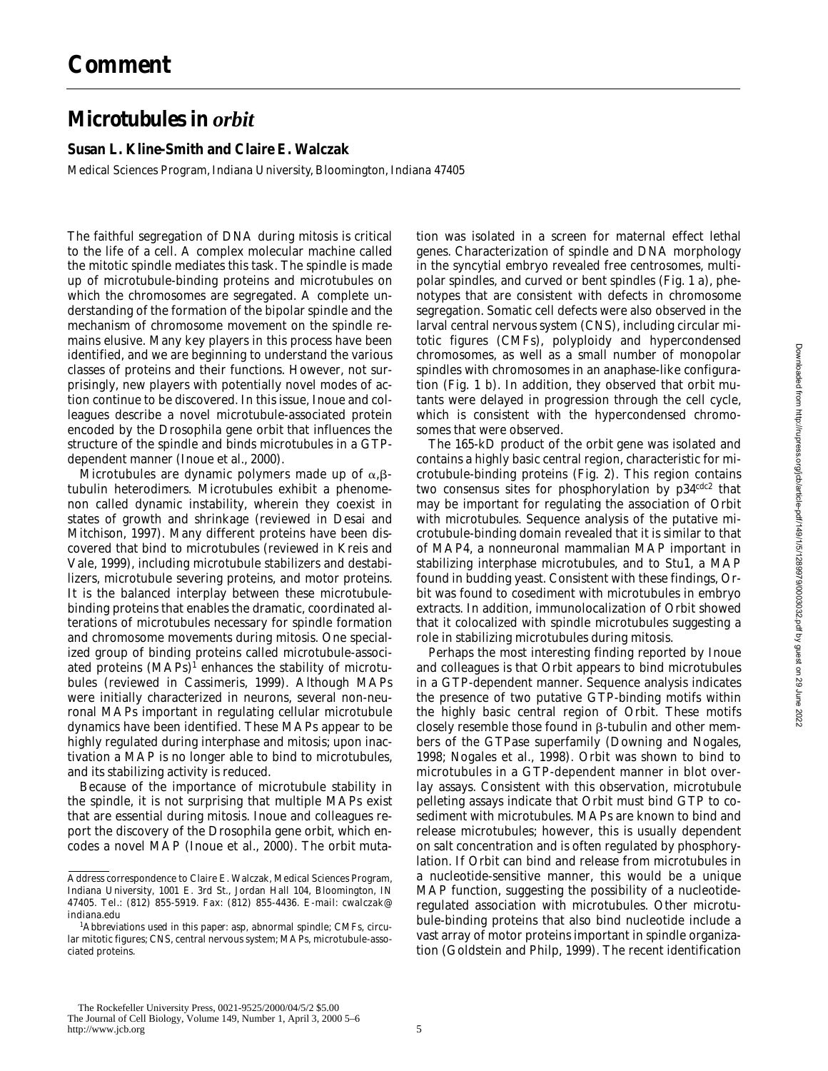# Comment

## Microtubules in *orbit*

**Susan L. Kline-Smith and Claire E. Walczak**

Medical Sciences Program, Indiana University, Bloomington, Indiana 47405

The faithful segregation of DNA during mitosis is critical to the life of a cell. A complex molecular machine called the mitotic spindle mediates this task. The spindle is made up of microtubule-binding proteins and microtubules on which the chromosomes are segregated. A complete understanding of the formation of the bipolar spindle and the mechanism of chromosome movement on the spindle remains elusive. Many key players in this process have been identified, and we are beginning to understand the various classes of proteins and their functions. However, not surprisingly, new players with potentially novel modes of action continue to be discovered. In this issue, Inoue and colleagues describe a novel microtubule-associated protein encoded by the Drosophila gene orbit that influences the structure of the spindle and binds microtubules in a GTP-dependent manner (Inoue et al., 2000).

Microtubules are dynamic polymers made up of α,β-tubulin heterodimers. Microtubules exhibit a phenomenon called dynamic instability, wherein they coexist in states of growth and shrinkage (reviewed in Desai and Mitchison, 1997). Many different proteins have been discovered that bind to microtubules (reviewed in Kreis and Vale, 1999), including microtubule stabilizers and destabilizers, microtubule severing proteins, and motor proteins. It is the balanced interplay between these microtubule-binding proteins that enables the dramatic, coordinated alterations of microtubules necessary for spindle formation and chromosome movements during mitosis. One specialized group of binding proteins called microtubule-associated proteins (MAPs)[1] enhances the stability of microtubules (reviewed in Cassimeris, 1999). Although MAPs were initially characterized in neurons, several non-neuronal MAPs important in regulating cellular microtubule dynamics have been identified. These MAPs appear to be highly regulated during interphase and mitosis; upon inactivation a MAP is no longer able to bind to microtubules, and its stabilizing activity is reduced.

Because of the importance of microtubule stability in the spindle, it is not surprising that multiple MAPs exist that are essential during mitosis. Inoue and colleagues report the discovery of the Drosophila gene orbit, which encodes a novel MAP (Inoue et al., 2000). The orbit mutation was isolated in a screen for maternal effect lethal genes. Characterization of spindle and DNA morphology in the syncytial embryo revealed free centrosomes, multipolar spindles, and curved or bent spindles (Fig. 1 a), phenotypes that are consistent with defects in chromosome segregation. Somatic cell defects were also observed in the larval central nervous system (CNS), including circular mitotic figures (CMFs), polyploidy and hypercondensed chromosomes, as well as a small number of monopolar spindles with chromosomes in an anaphase-like configuration (Fig. 1 b). In addition, they observed that orbit mutants were delayed in progression through the cell cycle, which is consistent with the hypercondensed chromosomes that were observed.

The 165-kD product of the orbit gene was isolated and contains a highly basic central region, characteristic for microtubule-binding proteins (Fig. 2). This region contains two consensus sites for phosphorylation by p34[cdc2] that may be important for regulating the association of Orbit with microtubules. Sequence analysis of the putative microtubule-binding domain revealed that it is similar to that of MAP4, a nonneuronal mammalian MAP important in stabilizing interphase microtubules, and to Stu1, a MAP found in budding yeast. Consistent with these findings, Orbit was found to cosediment with microtubules in embryo extracts. In addition, immunolocalization of Orbit showed that it colocalized with spindle microtubules suggesting a role in stabilizing microtubules during mitosis.

Perhaps the most interesting finding reported by Inoue and colleagues is that Orbit appears to bind microtubules in a GTP-dependent manner. Sequence analysis indicates the presence of two putative GTP-binding motifs within the highly basic central region of Orbit. These motifs closely resemble those found in β-tubulin and other members of the GTPase superfamily (Downing and Nogales, 1998; Nogales et al., 1998). Orbit was shown to bind to microtubules in a GTP-dependent manner in blot overlay assays. Consistent with this observation, microtubule pelleting assays indicate that Orbit must bind GTP to cosediment with microtubules. MAPs are known to bind and release microtubules; however, this is usually dependent on salt concentration and is often regulated by phosphorylation. If Orbit can bind and release from microtubules in a nucleotide-sensitive manner, this would be a unique MAP function, suggesting the possibility of a nucleotide-regulated association with microtubules. Other microtubule-binding proteins that also bind nucleotide include a vast array of motor proteins important in spindle organization (Goldstein and Philp, 1999). The recent identification

Address correspondence to Claire E. Walczak, Medical Sciences Program, Indiana University, 1001 E. 3rd St., Jordan Hall 104, Bloomington, IN 47405. Tel.: (812) 855-5919. Fax: (812) 855-4436. E-mail: cwalczak@indiana.edu

[1]Abbreviations used in this paper: asp, abnormal spindle; CMFs, circular mitotic figures; CNS, central nervous system; MAPs, microtubule-associated proteins.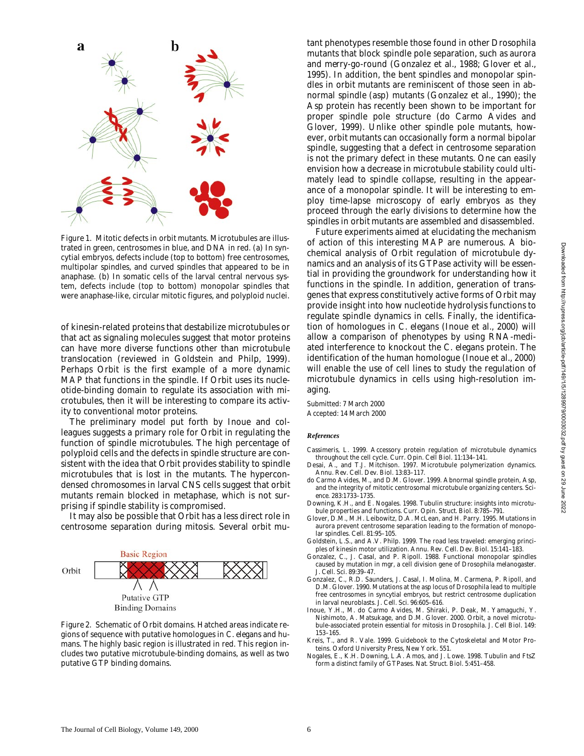Figure 1. Mitotic defects in orbit mutants. Microtubules are illustrated in green, centrosomes in blue, and DNA in red. (a) In syncytial embryos, defects include (top to bottom) free centrosomes, multipolar spindles, and curved spindles that appeared to be in anaphase. (b) In somatic cells of the larval central nervous system, defects include (top to bottom) monopolar spindles that were anaphase-like, circular mitotic figures, and polyploid nuclei.

of kinesin-related proteins that destabilize microtubules or that act as signaling molecules suggest that motor proteins can have more diverse functions other than microtubule translocation (reviewed in Goldstein and Philp, 1999). Perhaps Orbit is the first example of a more dynamic MAP that functions in the spindle. If Orbit uses its nucleotide-binding domain to regulate its association with microtubules, then it will be interesting to compare its activity to conventional motor proteins.

The preliminary model put forth by Inoue and colleagues suggests a primary role for Orbit in regulating the function of spindle microtubules. The high percentage of polyploid cells and the defects in spindle structure are consistent with the idea that Orbit provides stability to spindle microtubules that is lost in the mutants. The hypercondensed chromosomes in larval CNS cells suggest that orbit mutants remain blocked in metaphase, which is not surprising if spindle stability is compromised.

It may also be possible that Orbit has a less direct role in centrosome separation during mitosis. Several orbit mutant phenotypes resemble those found in other Drosophila mutants that block spindle pole separation, such as aurora and merry-go-round (Gonzalez et al., 1988; Glover et al., 1995). In addition, the bent spindles and monopolar spindles in orbit mutants are reminiscent of those seen in abnormal spindle (asp) mutants (Gonzalez et al., 1990); the Asp protein has recently been shown to be important for proper spindle pole structure (do Carmo Avides and Glover, 1999). Unlike other spindle pole mutants, however, orbit mutants can occasionally form a normal bipolar spindle, suggesting that a defect in centrosome separation is not the primary defect in these mutants. One can easily envision how a decrease in microtubule stability could ultimately lead to spindle collapse, resulting in the appearance of a monopolar spindle. It will be interesting to employ time-lapse microscopy of early embryos as they proceed through the early divisions to determine how the spindles in orbit mutants are assembled and disassembled.

Future experiments aimed at elucidating the mechanism of action of this interesting MAP are numerous. A biochemical analysis of Orbit regulation of microtubule dynamics and an analysis of its GTPase activity will be essential in providing the groundwork for understanding how it functions in the spindle. In addition, generation of transgenes that express constitutively active forms of Orbit may provide insight into how nucleotide hydrolysis functions to regulate spindle dynamics in cells. Finally, the identification of homologues in C. elegans (Inoue et al., 2000) will allow a comparison of phenotypes by using RNA-mediated interference to knockout the C. elegans protein. The identification of the human homologue (Inoue et al., 2000) will enable the use of cell lines to study the regulation of microtubule dynamics in cells using high-resolution imaging.

Basic Region

Orbit

Putative GTP Binding Domains

Figure 2. Schematic of Orbit domains. Hatched areas indicate regions of sequence with putative homologues in C. elegans and humans. The highly basic region is illustrated in red. This region includes two putative microtubule-binding domains, as well as two putative GTP binding domains.

Submitted: 7 March 2000
Accepted: 14 March 2000

### *References*

Cassimeris, L. 1999. Accessory protein regulation of microtubule dynamics throughout the cell cycle. *Curr. Opin. Cell Biol.* 11:134–141.

Desai, A., and T.J. Mitchison. 1997. Microtubule polymerization dynamics. *Annu. Rev. Cell. Dev. Biol.* 13:83–117.

do Carmo Avides, M., and D.M. Glover. 1999. Abnormal spindle protein, Asp, and the integrity of mitotic centrosomal microtubule organizing centers. *Science.* 283:1733–1735.

Downing, K.H., and E. Nogales. 1998. Tubulin structure: insights into microtubule properties and functions. *Curr. Opin. Struct. Biol.* 8:785–791.

Glover, D.M., M.H. Leibowitz, D.A. McLean, and H. Parry. 1995. Mutations in aurora prevent centrosome separation leading to the formation of monopolar spindles. *Cell.* 81:95–105.

Goldstein, L.S., and A.V. Philp. 1999. The road less traveled: emerging principles of kinesin motor utilization. *Annu. Rev. Cell. Dev. Biol.* 15:141–183.

Gonzalez, C., J. Casal, and P. Ripoll. 1988. Functional monopolar spindles caused by mutation in mgr, a cell division gene of Drosophila melanogaster. *J. Cell. Sci.* 89:39–47.

Gonzalez, C., R.D. Saunders, J. Casal, I. Molina, M. Carmena, P. Ripoll, and D.M. Glover. 1990. Mutations at the asp locus of Drosophila lead to multiple free centrosomes in syncytial embryos, but restrict centrosome duplication in larval neuroblasts. *J. Cell. Sci.* 96:605–616.

Inoue, Y.H., M. do Carmo Avides, M. Shiraki, P. Deak, M. Yamaguchi, Y. Nishimoto, A. Matsukage, and D.M. Glover. 2000. Orbit, a novel microtubule-associated protein essential for mitosis in Drosophila. *J. Cell Biol.* 149:153–165.

Kreis, T., and R. Vale. 1999. Guidebook to the Cytoskeletal and Motor Proteins. Oxford University Press, New York. 551.

Nogales, E., K.H. Downing, L.A. Amos, and J. Lowe. 1998. Tubulin and FtsZ form a distinct family of GTPases. *Nat. Struct. Biol.* 5:451–458.